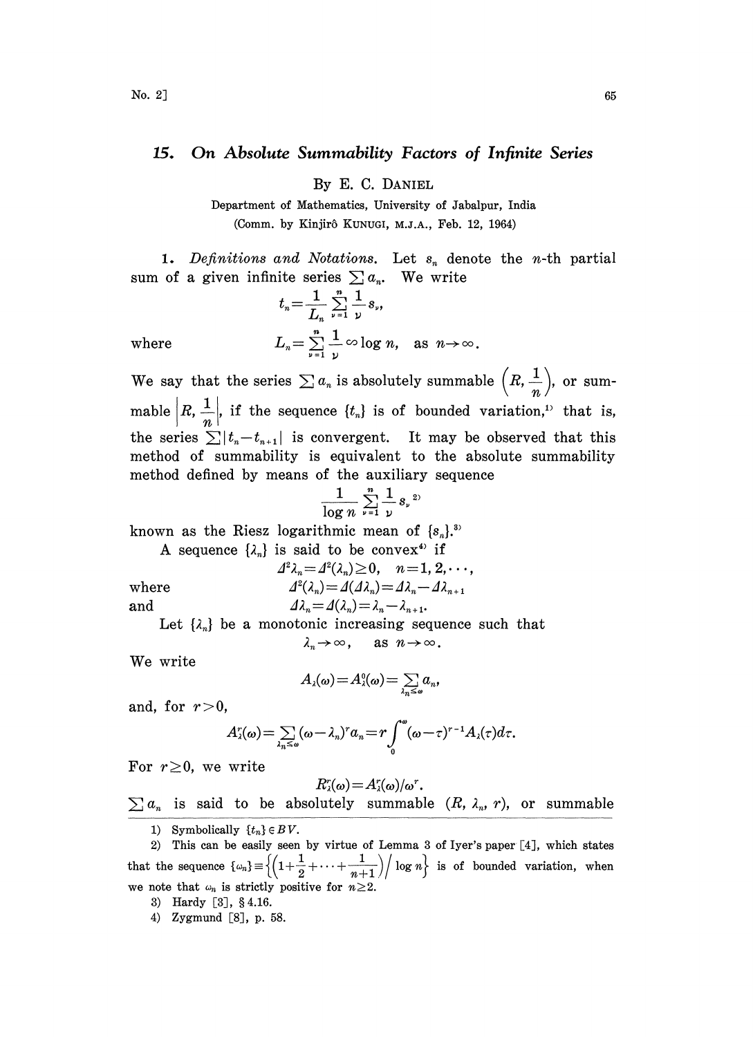# 15. *On Absolute Summability Factors of Infinite Series*

By E. C. DANIEL

Department of Mathematics, University of Jabalpur, India

(Comm. by Kinjirô KUNUGI, M.J.A., Feb. 12, 1964)

1. *Definitions and Notations.* Let $s_n$ denote the $n$-th partial sum of a given infinite series $\sum a_n$. We write

$$t_n = \frac{1}{L_n} \sum_{\nu=1}^{n} \frac{1}{\nu} s_\nu,$$

where

$$L_n = \sum_{\nu=1}^{n} \frac{1}{\nu} \backsim \log n, \quad \text{as } n \to \infty.$$

We say that the series $\sum a_n$ is absolutely summable $\left(R, \frac{1}{n}\right)$, or summable $\left|R, \frac{1}{n}\right|$, if the sequence $\{t_n\}$ is of bounded variation,[1] that is, the series $\sum |t_n - t_{n+1}|$ is convergent. It may be observed that this method of summability is equivalent to the absolute summability method defined by means of the auxiliary sequence

$$\frac{1}{\log n} \sum_{\nu=1}^{n} \frac{1}{\nu} s_\nu$$ [2]

known as the Riesz logarithmic mean of $\{s_n\}$.[3]

A sequence $\{\lambda_n\}$ is said to be convex[4] if

$$\Delta^2 \lambda_n = \Delta^2(\lambda_n) \geq 0, \quad n = 1, 2, \cdots,$$

where

$$\Delta^2(\lambda_n) = \Delta(\Delta \lambda_n) = \Delta \lambda_n - \Delta \lambda_{n+1}$$

and

$$\Delta \lambda_n = \Delta(\lambda_n) = \lambda_n - \lambda_{n+1}.$$

Let $\{\lambda_n\}$ be a monotonic increasing sequence such that

$$\lambda_n \to \infty, \quad \text{as } n \to \infty.$$

We write

$$A_\lambda(\omega) = A_\lambda^0(\omega) = \sum_{\lambda_n \leq \omega} a_n,$$

and, for $r > 0$,

$$A_\lambda^r(\omega) = \sum_{\lambda_n \leq \omega} (\omega - \lambda_n)^r a_n = r \int_0^\omega (\omega - \tau)^{r-1} A_\lambda(\tau) d\tau.$$

For $r \geq 0$, we write

$$R_\lambda^r(\omega) = A_\lambda^r(\omega) / \omega^r.$$

$\sum a_n$ is said to be absolutely summable $(R, \lambda_n, r)$, or summable

---

1) Symbolically $\{t_n\} \in BV$.

2) This can be easily seen by virtue of Lemma 3 of Iyer's paper [4], which states that the sequence $\{\omega_n\} \equiv \left\{\left(1 + \frac{1}{2} + \cdots + \frac{1}{n+1}\right) \Big/ \log n\right\}$ is of bounded variation, when we note that $\omega_n$ is strictly positive for $n \geq 2$.

3) Hardy [3], § 4.16.

4) Zygmund [8], p. 58.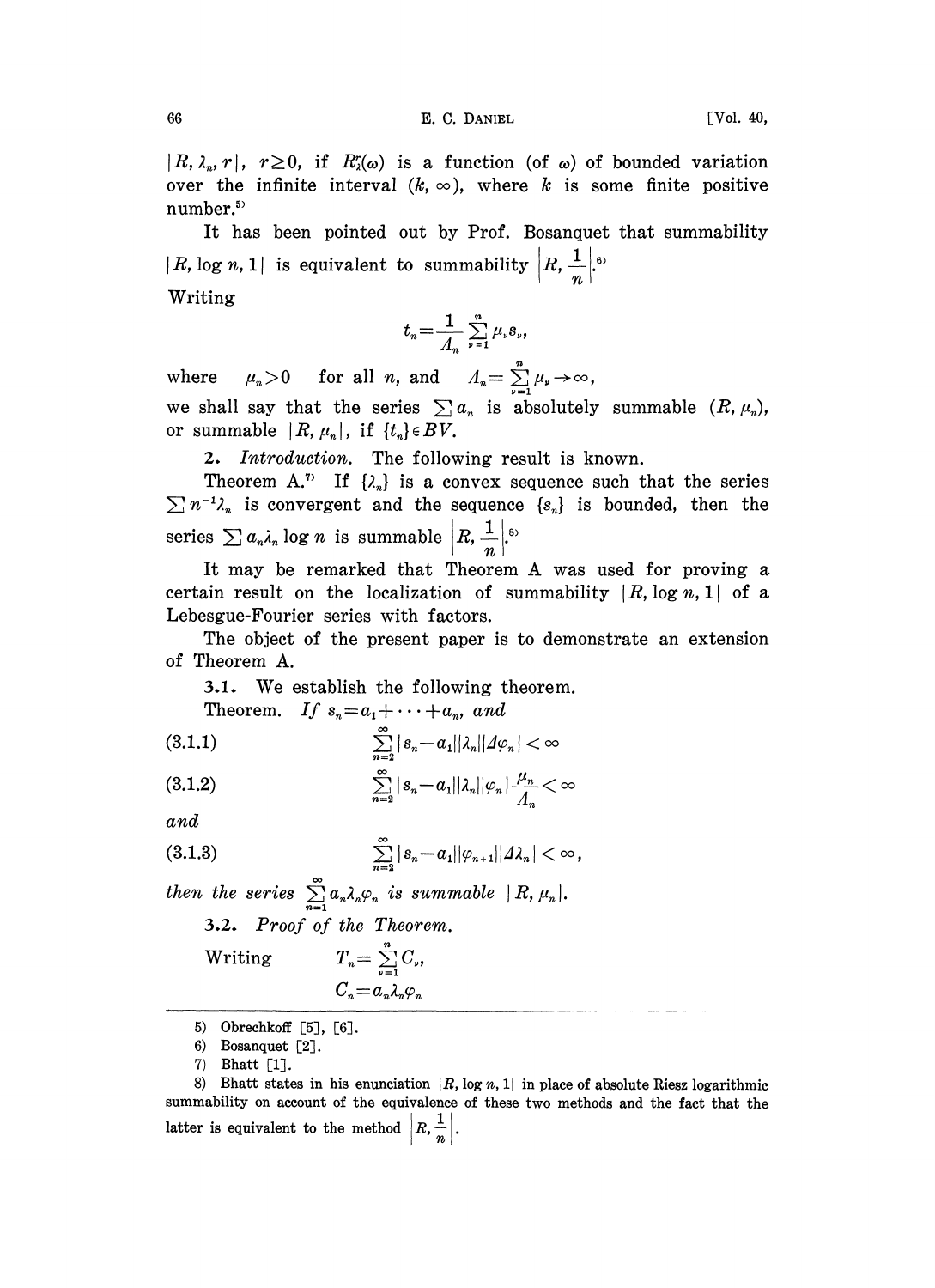$|R, \lambda_n, r|$, $r \geq 0$, if $R_\lambda^r(\omega)$ is a function (of $\omega$) of bounded variation over the infinite interval $(k, \infty)$, where $k$ is some finite positive number.[5]

It has been pointed out by Prof. Bosanquet that summability $|R, \log n, 1|$ is equivalent to summability $\left|R, \frac{1}{n}\right|$.[6]

Writing

$$t_n = \frac{1}{\Lambda_n} \sum_{\nu=1}^{n} \mu_\nu s_\nu,$$

where $\mu_n > 0$ for all $n$, and $\Lambda_n = \sum_{\nu=1}^{n} \mu_\nu \to \infty$,

we shall say that the series $\sum a_n$ is absolutely summable $(R, \mu_n)$, or summable $|R, \mu_n|$, if $\{t_n\} \in BV$.

**2.** *Introduction.* The following result is known.

Theorem A.[7] If $\{\lambda_n\}$ is a convex sequence such that the series $\sum n^{-1}\lambda_n$ is convergent and the sequence $\{s_n\}$ is bounded, then the series $\sum a_n \lambda_n \log n$ is summable $\left|R, \frac{1}{n}\right|$.[8]

It may be remarked that Theorem A was used for proving a certain result on the localization of summability $|R, \log n, 1|$ of a Lebesgue-Fourier series with factors.

The object of the present paper is to demonstrate an extension of Theorem A.

**3.1.** We establish the following theorem.

Theorem. *If* $s_n = a_1 + \cdots + a_n$, *and*

$$\sum_{n=2}^{\infty} |s_n - a_1||\lambda_n||\Delta \varphi_n| < \infty \tag{3.1.1}$$

$$\sum_{n=2}^{\infty} |s_n - a_1||\lambda_n||\varphi_n| \frac{\mu_n}{\Lambda_n} < \infty \tag{3.1.2}$$

*and*

$$\sum_{n=2}^{\infty} |s_n - a_1||\varphi_{n+1}||\Delta \lambda_n| < \infty, \tag{3.1.3}$$

*then the series* $\sum_{n=1}^{\infty} a_n \lambda_n \varphi_n$ *is summable* $|R, \mu_n|$.

**3.2.** *Proof of the Theorem.*

Writing
$$T_n = \sum_{\nu=1}^{n} C_\nu,$$
$$C_n = a_n \lambda_n \varphi_n$$

---

5) Obrechkoff [5], [6].

6) Bosanquet [2].

7) Bhatt [1].

8) Bhatt states in his enunciation $|R, \log n, 1|$ in place of absolute Riesz logarithmic summability on account of the equivalence of these two methods and the fact that the latter is equivalent to the method $\left|R, \frac{1}{n}\right|$.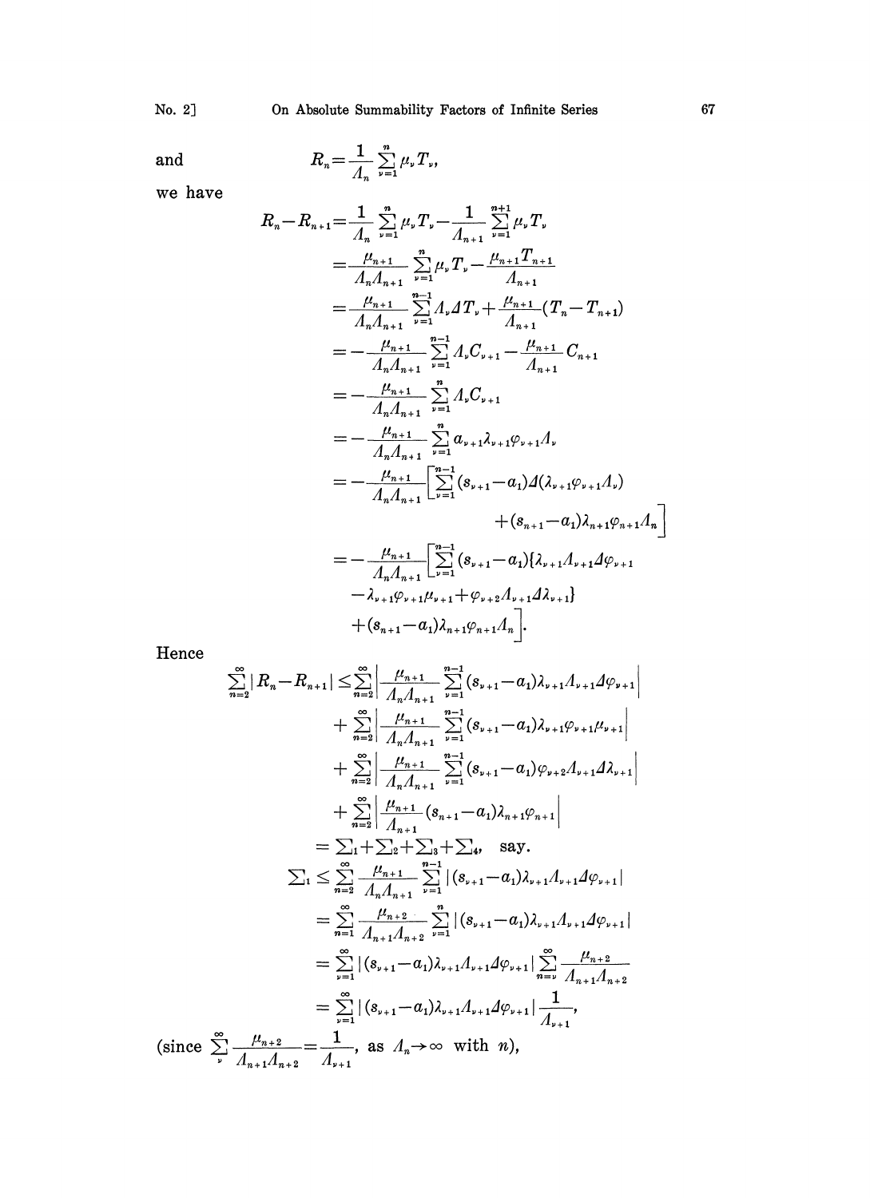and
$$R_n = \frac{1}{\Lambda_n}\sum_{\nu=1}^{n}\mu_\nu T_\nu,$$

we have

$$\begin{aligned}
R_n - R_{n+1} &= \frac{1}{\Lambda_n}\sum_{\nu=1}^{n}\mu_\nu T_\nu - \frac{1}{\Lambda_{n+1}}\sum_{\nu=1}^{n+1}\mu_\nu T_\nu \\
&= \frac{\mu_{n+1}}{\Lambda_n\Lambda_{n+1}}\sum_{\nu=1}^{n}\mu_\nu T_\nu - \frac{\mu_{n+1}T_{n+1}}{\Lambda_{n+1}} \\
&= \frac{\mu_{n+1}}{\Lambda_n\Lambda_{n+1}}\sum_{\nu=1}^{n-1}\Lambda_\nu \Delta T_\nu + \frac{\mu_{n+1}}{\Lambda_{n+1}}(T_n - T_{n+1}) \\
&= -\frac{\mu_{n+1}}{\Lambda_n\Lambda_{n+1}}\sum_{\nu=1}^{n-1}\Lambda_\nu C_{\nu+1} - \frac{\mu_{n+1}}{\Lambda_{n+1}}C_{n+1} \\
&= -\frac{\mu_{n+1}}{\Lambda_n\Lambda_{n+1}}\sum_{\nu=1}^{n}\Lambda_\nu C_{\nu+1} \\
&= -\frac{\mu_{n+1}}{\Lambda_n\Lambda_{n+1}}\sum_{\nu=1}^{n}a_{\nu+1}\lambda_{\nu+1}\varphi_{\nu+1}\Lambda_\nu \\
&= -\frac{\mu_{n+1}}{\Lambda_n\Lambda_{n+1}}\Big[\sum_{\nu=1}^{n-1}(s_{\nu+1}-a_1)\Delta(\lambda_{\nu+1}\varphi_{\nu+1}\Lambda_\nu) \\
&\qquad\qquad + (s_{n+1}-a_1)\lambda_{n+1}\varphi_{n+1}\Lambda_n\Big] \\
&= -\frac{\mu_{n+1}}{\Lambda_n\Lambda_{n+1}}\Big[\sum_{\nu=1}^{n-1}(s_{\nu+1}-a_1)\{\lambda_{\nu+1}\Lambda_{\nu+1}\Delta\varphi_{\nu+1} \\
&\qquad - \lambda_{\nu+1}\varphi_{\nu+1}\mu_{\nu+1} + \varphi_{\nu+2}\Lambda_{\nu+1}\Delta\lambda_{\nu+1}\} \\
&\qquad + (s_{n+1}-a_1)\lambda_{n+1}\varphi_{n+1}\Lambda_n\Big].
\end{aligned}$$

Hence

$$\begin{aligned}
\sum_{n=2}^{\infty}|R_n - R_{n+1}| &\le \sum_{n=2}^{\infty}\left|\frac{\mu_{n+1}}{\Lambda_n\Lambda_{n+1}}\sum_{\nu=1}^{n-1}(s_{\nu+1}-a_1)\lambda_{\nu+1}\Lambda_{\nu+1}\Delta\varphi_{\nu+1}\right| \\
&\quad + \sum_{n=2}^{\infty}\left|\frac{\mu_{n+1}}{\Lambda_n\Lambda_{n+1}}\sum_{\nu=1}^{n-1}(s_{\nu+1}-a_1)\lambda_{\nu+1}\varphi_{\nu+1}\mu_{\nu+1}\right| \\
&\quad + \sum_{n=2}^{\infty}\left|\frac{\mu_{n+1}}{\Lambda_n\Lambda_{n+1}}\sum_{\nu=1}^{n-1}(s_{\nu+1}-a_1)\varphi_{\nu+2}\Lambda_{\nu+1}\Delta\lambda_{\nu+1}\right| \\
&\quad + \sum_{n=2}^{\infty}\left|\frac{\mu_{n+1}}{\Lambda_{n+1}}(s_{n+1}-a_1)\lambda_{n+1}\varphi_{n+1}\right| \\
&= \sum\nolimits_1 + \sum\nolimits_2 + \sum\nolimits_3 + \sum\nolimits_4, \quad \text{say.}
\end{aligned}$$

$$\begin{aligned}
\sum\nolimits_1 &\le \sum_{n=2}^{\infty}\frac{\mu_{n+1}}{\Lambda_n\Lambda_{n+1}}\sum_{\nu=1}^{n-1}|(s_{\nu+1}-a_1)\lambda_{\nu+1}\Lambda_{\nu+1}\Delta\varphi_{\nu+1}| \\
&= \sum_{n=1}^{\infty}\frac{\mu_{n+2}}{\Lambda_{n+1}\Lambda_{n+2}}\sum_{\nu=1}^{n}|(s_{\nu+1}-a_1)\lambda_{\nu+1}\Lambda_{\nu+1}\Delta\varphi_{\nu+1}| \\
&= \sum_{\nu=1}^{\infty}|(s_{\nu+1}-a_1)\lambda_{\nu+1}\Lambda_{\nu+1}\Delta\varphi_{\nu+1}|\sum_{n=\nu}^{\infty}\frac{\mu_{n+2}}{\Lambda_{n+1}\Lambda_{n+2}} \\
&= \sum_{\nu=1}^{\infty}|(s_{\nu+1}-a_1)\lambda_{\nu+1}\Lambda_{\nu+1}\Delta\varphi_{\nu+1}|\frac{1}{\Lambda_{\nu+1}},
\end{aligned}$$

(since $\sum_{\nu}^{\infty}\frac{\mu_{n+2}}{\Lambda_{n+1}\Lambda_{n+2}} = \frac{1}{\Lambda_{\nu+1}}$, as $\Lambda_n \to \infty$ with $n$),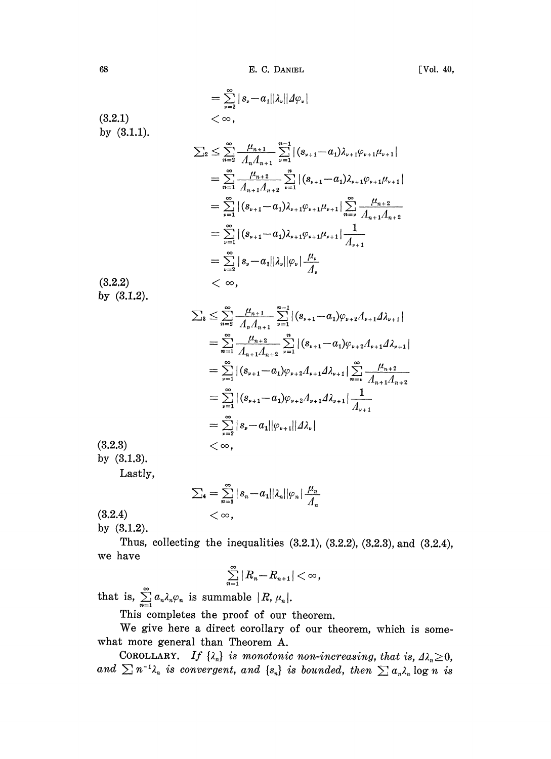$$= \sum_{\nu=2}^{\infty} |s_\nu - a_1||\lambda_\nu||\Delta\varphi_\nu|$$

(3.2.1) $$< \infty,$$

by (3.1.1).

$$\begin{aligned}
\textstyle\sum_2 &\leq \sum_{n=2}^{\infty} \frac{\mu_{n+1}}{\Lambda_n \Lambda_{n+1}} \sum_{\nu=1}^{n-1} |(s_{\nu+1} - a_1)\lambda_{\nu+1}\varphi_{\nu+1}\mu_{\nu+1}| \\
&= \sum_{n=1}^{\infty} \frac{\mu_{n+2}}{\Lambda_{n+1}\Lambda_{n+2}} \sum_{\nu=1}^{n} |(s_{\nu+1} - a_1)\lambda_{\nu+1}\varphi_{\nu+1}\mu_{\nu+1}| \\
&= \sum_{\nu=1}^{\infty} |(s_{\nu+1} - a_1)\lambda_{\nu+1}\varphi_{\nu+1}\mu_{\nu+1}| \sum_{n=\nu}^{\infty} \frac{\mu_{n+2}}{\Lambda_{n+1}\Lambda_{n+2}} \\
&= \sum_{\nu=1}^{\infty} |(s_{\nu+1} - a_1)\lambda_{\nu+1}\varphi_{\nu+1}\mu_{\nu+1}| \frac{1}{\Lambda_{\nu+1}} \\
&= \sum_{\nu=2}^{\infty} |s_\nu - a_1||\lambda_\nu||\varphi_\nu| \frac{\mu_\nu}{\Lambda_\nu}
\end{aligned}$$

(3.2.2) $$< \infty,$$

by (3.1.2).

$$\begin{aligned}
\textstyle\sum_3 &\leq \sum_{n=2}^{\infty} \frac{\mu_{n+1}}{\Lambda_n \Lambda_{n+1}} \sum_{\nu=1}^{n-1} |(s_{\nu+1} - a_1)\varphi_{\nu+2}\Lambda_{\nu+1}\Delta\lambda_{\nu+1}| \\
&= \sum_{n=1}^{\infty} \frac{\mu_{n+2}}{\Lambda_{n+1}\Lambda_{n+2}} \sum_{\nu=1}^{n} |(s_{\nu+1} - a_1)\varphi_{\nu+2}\Lambda_{\nu+1}\Delta\lambda_{\nu+1}| \\
&= \sum_{\nu=1}^{\infty} |(s_{\nu+1} - a_1)\varphi_{\nu+2}\Lambda_{\nu+1}\Delta\lambda_{\nu+1}| \sum_{n=\nu}^{\infty} \frac{\mu_{n+2}}{\Lambda_{n+1}\Lambda_{n+2}} \\
&= \sum_{\nu=1}^{\infty} |(s_{\nu+1} - a_1)\varphi_{\nu+2}\Lambda_{\nu+1}\Delta\lambda_{\nu+1}| \frac{1}{\Lambda_{\nu+1}} \\
&= \sum_{\nu=2}^{\infty} |s_\nu - a_1||\varphi_{\nu+1}||\Delta\lambda_\nu|
\end{aligned}$$

(3.2.3) $$< \infty,$$

by (3.1.3).

Lastly,

$$\textstyle\sum_4 = \sum_{n=3}^{\infty} |s_n - a_1||\lambda_n||\varphi_n| \frac{\mu_n}{\Lambda_n}$$

(3.2.4) $$< \infty,$$

by (3.1.2).

Thus, collecting the inequalities (3.2.1), (3.2.2), (3.2.3), and (3.2.4), we have

$$\sum_{n=1}^{\infty} |R_n - R_{n+1}| < \infty,$$

that is, $\sum_{n=1}^{\infty} a_n \lambda_n \varphi_n$ is summable $|R, \mu_n|$.

This completes the proof of our theorem.

We give here a direct corollary of our theorem, which is somewhat more general than Theorem A.

COROLLARY. *If $\{\lambda_n\}$ is monotonic non-increasing, that is, $\Delta\lambda_n \geq 0$, and $\sum n^{-1}\lambda_n$ is convergent, and $\{s_n\}$ is bounded, then $\sum a_n \lambda_n \log n$ is*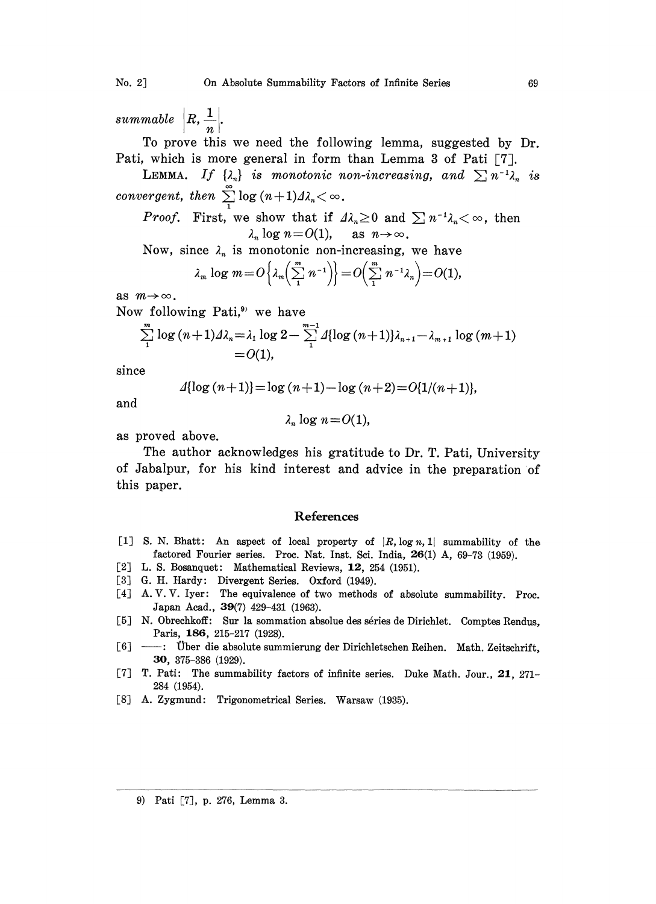summable $\left|R, \frac{1}{n}\right|$.

To prove this we need the following lemma, suggested by Dr. Pati, which is more general in form than Lemma 3 of Pati [7].

**Lemma.** *If $\{\lambda_n\}$ is monotonic non-increasing, and $\sum n^{-1}\lambda_n$ is convergent, then* $\sum_1^\infty \log(n+1)\Delta\lambda_n < \infty$.

*Proof.* First, we show that if $\Delta\lambda_n \geq 0$ and $\sum n^{-1}\lambda_n < \infty$, then

$$\lambda_n \log n = O(1), \quad \text{as } n \to \infty.$$

Now, since $\lambda_n$ is monotonic non-increasing, we have

$$\lambda_m \log m = O\left\{\lambda_m\left(\sum_1^m n^{-1}\right)\right\} = O\left(\sum_1^m n^{-1}\lambda_n\right) = O(1),$$

as $m \to \infty$.

Now following Pati,[9] we have

$$\sum_1^m \log(n+1)\Delta\lambda_n = \lambda_1 \log 2 - \sum_1^{m-1} \Delta\{\log(n+1)\}\lambda_{n+1} - \lambda_{m+1}\log(m+1)$$
$$= O(1),$$

since

$$\Delta\{\log(n+1)\} = \log(n+1) - \log(n+2) = O\{1/(n+1)\},$$

and

$$\lambda_n \log n = O(1),$$

as proved above.

The author acknowledges his gratitude to Dr. T. Pati, University of Jabalpur, for his kind interest and advice in the preparation of this paper.

## References

[1] S. N. Bhatt: An aspect of local property of $|R, \log n, 1|$ summability of the factored Fourier series. Proc. Nat. Inst. Sci. India, **26**(1) A, 69–73 (1959).

[2] L. S. Bosanquet: Mathematical Reviews, **12**, 254 (1951).

[3] G. H. Hardy: Divergent Series. Oxford (1949).

[4] A. V. V. Iyer: The equivalence of two methods of absolute summability. Proc. Japan Acad., **39**(7) 429–431 (1963).

[5] N. Obrechkoff: Sur la sommation absolue des séries de Dirichlet. Comptes Rendus, Paris, **186**, 215–217 (1928).

[6] ——: Über die absolute summierung der Dirichletschen Reihen. Math. Zeitschrift, **30**, 375–386 (1929).

[7] T. Pati: The summability factors of infinite series. Duke Math. Jour., **21**, 271–284 (1954).

[8] A. Zygmund: Trigonometrical Series. Warsaw (1935).

---

9) Pati [7], p. 276, Lemma 3.